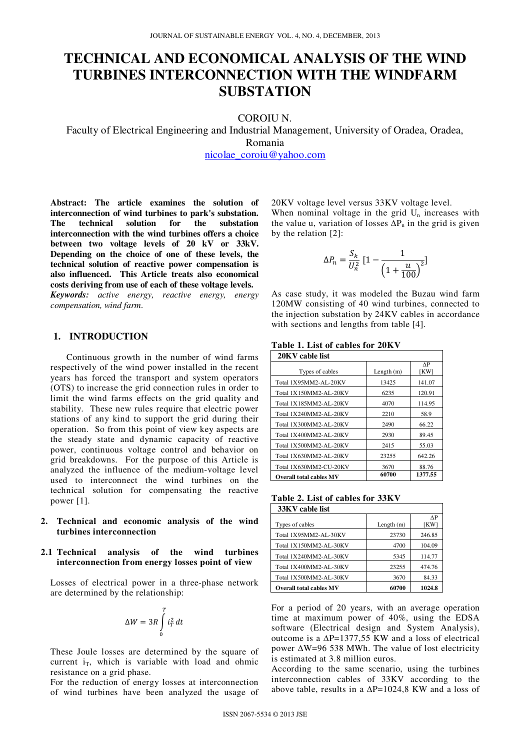# TECHNICAL AND ECONOMICAL ANALYSIS OF THE WIND TURBINES INTERCONNECTION WITH THE WINDFARM SUBSTATION

COROIU N.

Faculty of Electrical Engineering and Industrial Management, University of Oradea, Oradea, Romania

nicolae_coroiu@yahoo.com

**Abstract: The article examines the solution of interconnection of wind turbines to park's substation. The technical solution for the substation interconnection with the wind turbines offers a choice between two voltage levels of 20 kV or 33kV. Depending on the choice of one of these levels, the technical solution of reactive power compensation is also influenced. This Article treats also economical costs deriving from use of each of these voltage levels.**

***Keywords:*** *active energy, reactive energy, energy compensation, wind farm.*

## 1. INTRODUCTION

Continuous growth in the number of wind farms respectively of the wind power installed in the recent years has forced the transport and system operators (OTS) to increase the grid connection rules in order to limit the wind farms effects on the grid quality and stability. These new rules require that electric power stations of any kind to support the grid during their operation. So from this point of view key aspects are the steady state and dynamic capacity of reactive power, continuous voltage control and behavior on grid breakdowns. For the purpose of this Article is analyzed the influence of the medium-voltage level used to interconnect the wind turbines on the technical solution for compensating the reactive power [1].

## 2. Technical and economic analysis of the wind turbines interconnection

### 2.1 Technical analysis of the wind turbines interconnection from energy losses point of view

Losses of electrical power in a three-phase network are determined by the relationship:

$$\Delta W = 3R \int_{0}^{T} i_T^2 \, dt$$

These Joule losses are determined by the square of current $i_T$, which is variable with load and ohmic resistance on a grid phase.

For the reduction of energy losses at interconnection of wind turbines have been analyzed the usage of 20KV voltage level versus 33KV voltage level.

When nominal voltage in the grid $U_n$ increases with the value u, variation of losses $\Delta P_n$ in the grid is given by the relation [2]:

$$\Delta P_n = \frac{S_k}{U_n^2} \left[1 - \frac{1}{\left(1 + \frac{u}{100}\right)^2}\right]$$

As case study, it was modeled the Buzau wind farm 120MW consisting of 40 wind turbines, connected to the injection substation by 24KV cables in accordance with sections and lengths from table [4].

**Table 1. List of cables for 20KV**

| 20KV cable list | | |
|---|---|---|
| Types of cables | Length (m) | ΔP [KW] |
| Total 1X95MM2-AL-20KV | 13425 | 141.07 |
| Total 1X150MM2-AL-20KV | 6235 | 120.91 |
| Total 1X185MM2-AL-20KV | 4070 | 114.95 |
| Total 1X240MM2-AL-20KV | 2210 | 58.9 |
| Total 1X300MM2-AL-20KV | 2490 | 66.22 |
| Total 1X400MM2-AL-20KV | 2930 | 89.45 |
| Total 1X500MM2-AL-20KV | 2415 | 55.03 |
| Total 1X630MM2-AL-20KV | 23255 | 642.26 |
| Total 1X630MM2-CU-20KV | 3670 | 88.76 |
| **Overall total cables MV** | **60700** | **1377.55** |

**Table 2. List of cables for 33KV**

| 33KV cable list | | |
|---|---|---|
| Types of cables | Length (m) | ΔP [KW] |
| Total 1X95MM2-AL-30KV | 23730 | 246.85 |
| Total 1X150MM2-AL-30KV | 4700 | 104.09 |
| Total 1X240MM2-AL-30KV | 5345 | 114.77 |
| Total 1X400MM2-AL-30KV | 23255 | 474.76 |
| Total 1X500MM2-AL-30KV | 3670 | 84.33 |
| **Overall total cables MV** | **60700** | **1024.8** |

For a period of 20 years, with an average operation time at maximum power of 40%, using the EDSA software (Electrical design and System Analysis), outcome is a ΔP=1377,55 KW and a loss of electrical power ΔW=96 538 MWh. The value of lost electricity is estimated at 3.8 million euros.

According to the same scenario, using the turbines interconnection cables of 33KV according to the above table, results in a ΔP=1024,8 KW and a loss of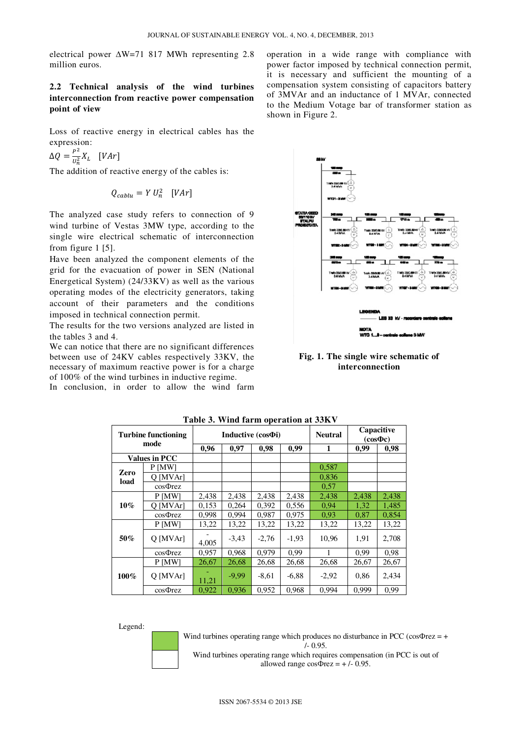electrical power ΔW=71 817 MWh representing 2.8 million euros.

## 2.2 Technical analysis of the wind turbines interconnection from reactive power compensation point of view

Loss of reactive energy in electrical cables has the expression:

$\Delta Q = \frac{P^2}{U_n^2} X_L \quad [VAr]$

The addition of reactive energy of the cables is:

$$Q_{cablu} = Y\, U_n^2 \quad [VAr]$$

The analyzed case study refers to connection of 9 wind turbine of Vestas 3MW type, according to the single wire electrical schematic of interconnection from figure 1 [5].

Have been analyzed the component elements of the grid for the evacuation of power in SEN (National Energetical System) (24/33KV) as well as the various operating modes of the electricity generators, taking account of their parameters and the conditions imposed in technical connection permit.

The results for the two versions analyzed are listed in the tables 3 and 4.

We can notice that there are no significant differences between use of 24KV cables respectively 33KV, the necessary of maximum reactive power is for a charge of 100% of the wind turbines in inductive regime.

In conclusion, in order to allow the wind farm operation in a wide range with compliance with power factor imposed by technical connection permit, it is necessary and sufficient the mounting of a compensation system consisting of capacitors battery of 3MVAr and an inductance of 1 MVAr, connected to the Medium Votage bar of transformer station as shown in Figure 2.

**Fig. 1. The single wire schematic of interconnection**

**Table 3. Wind farm operation at 33KV**

| Turbine functioning mode | | Inductive (cosΦi) | | | | Neutral | Capacitive (cosΦc) | |
|---|---|---|---|---|---|---|---|---|
| | | 0,96 | 0,97 | 0,98 | 0,99 | 1 | 0,99 | 0,98 |
| Values in PCC | | | | | | | | |
| Zero load | P [MW] | | | | | 0,587 | | |
| | Q [MVAr] | | | | | 0,836 | | |
| | cosΦrez | | | | | 0,57 | | |
| 10% | P [MW] | 2,438 | 2,438 | 2,438 | 2,438 | 2,438 | 2,438 | 2,438 |
| | Q [MVAr] | 0,153 | 0,264 | 0,392 | 0,556 | 0,94 | 1,32 | 1,485 |
| | cosΦrez | 0,998 | 0,994 | 0,987 | 0,975 | 0,93 | 0,87 | 0,854 |
| 50% | P [MW] | 13,22 | 13,22 | 13,22 | 13,22 | 13,22 | 13,22 | 13,22 |
| | Q [MVAr] | -4,005 | -3,43 | -2,76 | -1,93 | 10,96 | 1,91 | 2,708 |
| | cosΦrez | 0,957 | 0,968 | 0,979 | 0,99 | 1 | 0,99 | 0,98 |
| 100% | P [MW] | 26,67 | 26,68 | 26,68 | 26,68 | 26,68 | 26,67 | 26,67 |
| | Q [MVAr] | -11,21 | -9,99 | -8,61 | -6,88 | -2,92 | 0,86 | 2,434 |
| | cosΦrez | 0,922 | 0,936 | 0,952 | 0,968 | 0,994 | 0,999 | 0,99 |

Legend:

- (green) Wind turbines operating range which produces no disturbance in PCC (cosΦrez = +/- 0.95.
- (white) Wind turbines operating range which requires compensation (in PCC is out of allowed range cosΦrez = +/- 0.95.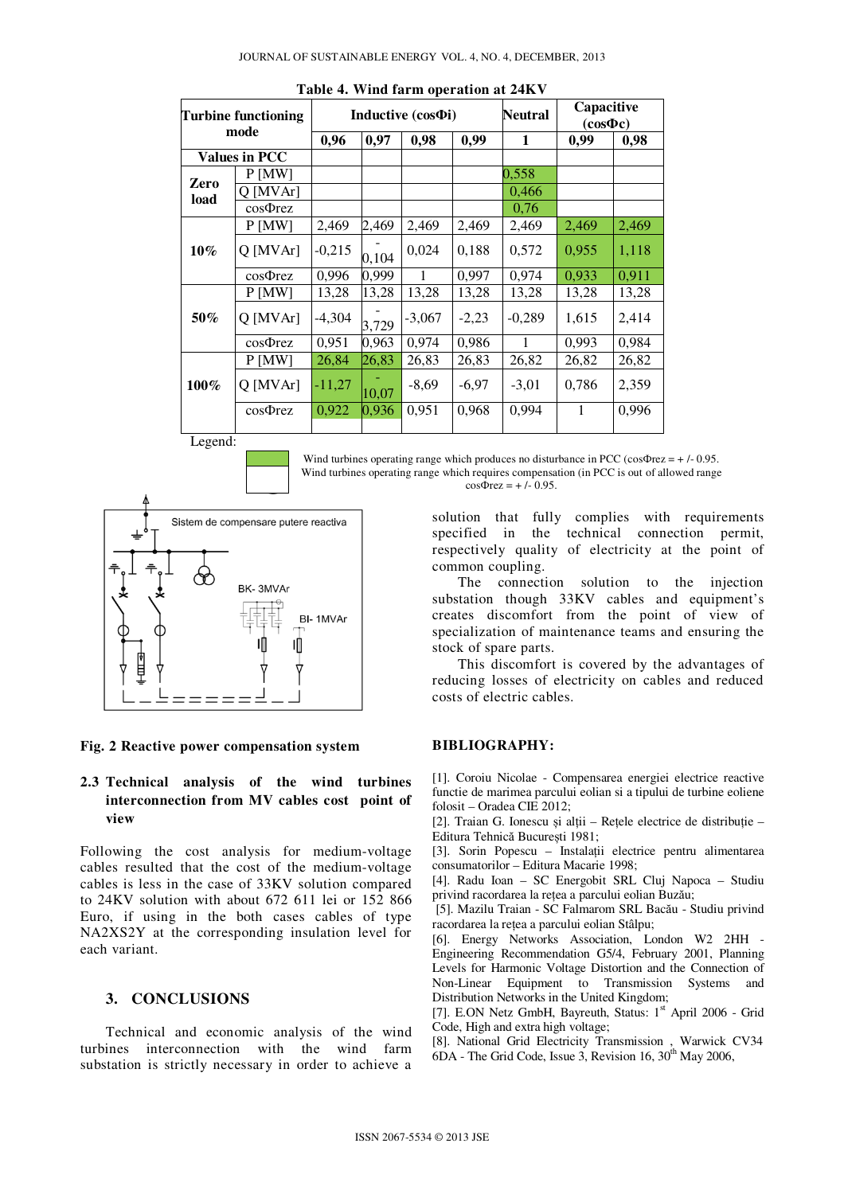**Table 4. Wind farm operation at 24KV**

| Turbine functioning mode | | Inductive (cosΦi) | | | | Neutral | Capacitive (cosΦc) | |
|---|---|---|---|---|---|---|---|---|
| | | 0,96 | 0,97 | 0,98 | 0,99 | 1 | 0,99 | 0,98 |
| Values in PCC | | | | | | | | |
| Zero load | P [MW] | | | | | 0,558 | | |
| | Q [MVAr] | | | | | 0,466 | | |
| | cosΦrez | | | | | 0,76 | | |
| 10% | P [MW] | 2,469 | 2,469 | 2,469 | 2,469 | 2,469 | 2,469 | 2,469 |
| | Q [MVAr] | -0,215 | -0,104 | 0,024 | 0,188 | 0,572 | 0,955 | 1,118 |
| | cosΦrez | 0,996 | 0,999 | 1 | 0,997 | 0,974 | 0,933 | 0,911 |
| 50% | P [MW] | 13,28 | 13,28 | 13,28 | 13,28 | 13,28 | 13,28 | 13,28 |
| | Q [MVAr] | -4,304 | -3,729 | -3,067 | -2,23 | -0,289 | 1,615 | 2,414 |
| | cosΦrez | 0,951 | 0,963 | 0,974 | 0,986 | 1 | 0,993 | 0,984 |
| 100% | P [MW] | 26,84 | 26,83 | 26,83 | 26,83 | 26,82 | 26,82 | 26,82 |
| | Q [MVAr] | -11,27 | -10,07 | -8,69 | -6,97 | -3,01 | 0,786 | 2,359 |
| | cosΦrez | 0,922 | 0,936 | 0,951 | 0,968 | 0,994 | 1 | 0,996 |

Legend:

Wind turbines operating range which produces no disturbance in PCC (cosΦrez = + /- 0.95.

Wind turbines operating range which requires compensation (in PCC is out of allowed range cosΦrez = + /- 0.95.

Sistem de compensare putere reactiva

BK- 3MVAr

BI- 1MVAr

**Fig. 2 Reactive power compensation system**

### 2.3 Technical analysis of the wind turbines interconnection from MV cables cost point of view

Following the cost analysis for medium-voltage cables resulted that the cost of the medium-voltage cables is less in the case of 33KV solution compared to 24KV solution with about 672 611 lei or 152 866 Euro, if using in the both cases cables of type NA2XS2Y at the corresponding insulation level for each variant.

## 3. CONCLUSIONS

Technical and economic analysis of the wind turbines interconnection with the wind farm substation is strictly necessary in order to achieve a solution that fully complies with requirements specified in the technical connection permit, respectively quality of electricity at the point of common coupling.

The connection solution to the injection substation though 33KV cables and equipment's creates discomfort from the point of view of specialization of maintenance teams and ensuring the stock of spare parts.

This discomfort is covered by the advantages of reducing losses of electricity on cables and reduced costs of electric cables.

## BIBLIOGRAPHY:

[1]. Coroiu Nicolae - Compensarea energiei electrice reactive functie de marimea parcului eolian si a tipului de turbine eoliene folosit – Oradea CIE 2012;

[2]. Traian G. Ionescu și alții – Rețele electrice de distribuție – Editura Tehnică București 1981;

[3]. Sorin Popescu – Instalații electrice pentru alimentarea consumatorilor – Editura Macarie 1998;

[4]. Radu Ioan – SC Energobit SRL Cluj Napoca – Studiu privind racordarea la rețea a parcului eolian Buzău;

[5]. Mazilu Traian - SC Falmarom SRL Bacău - Studiu privind racordarea la rețea a parcului eolian Stâlpu;

[6]. Energy Networks Association, London W2 2HH - Engineering Recommendation G5/4, February 2001, Planning Levels for Harmonic Voltage Distortion and the Connection of Non-Linear Equipment to Transmission Systems and Distribution Networks in the United Kingdom;

[7]. E.ON Netz GmbH, Bayreuth, Status: 1st April 2006 - Grid Code, High and extra high voltage;

[8]. National Grid Electricity Transmission , Warwick CV34 6DA - The Grid Code, Issue 3, Revision 16, 30th May 2006,